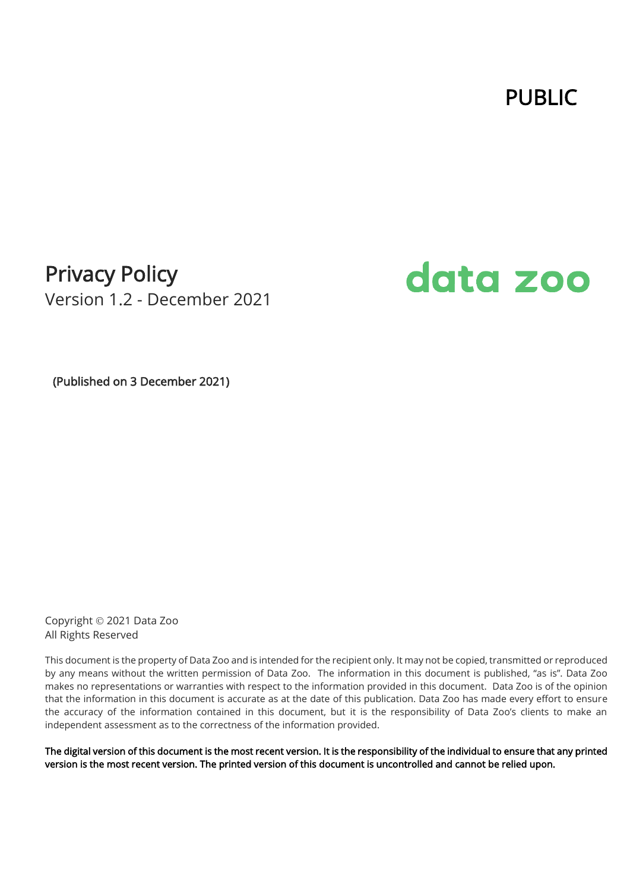PUBLIC

# Privacy Policy

Version 1.2 - December 2021

data zoo

(Published on 3 December 2021)

Copyright © 2021 Data Zoo
All Rights Reserved

This document is the property of Data Zoo and is intended for the recipient only. It may not be copied, transmitted or reproduced by any means without the written permission of Data Zoo. The information in this document is published, "as is". Data Zoo makes no representations or warranties with respect to the information provided in this document. Data Zoo is of the opinion that the information in this document is accurate as at the date of this publication. Data Zoo has made every effort to ensure the accuracy of the information contained in this document, but it is the responsibility of Data Zoo's clients to make an independent assessment as to the correctness of the information provided.

**The digital version of this document is the most recent version. It is the responsibility of the individual to ensure that any printed version is the most recent version. The printed version of this document is uncontrolled and cannot be relied upon.**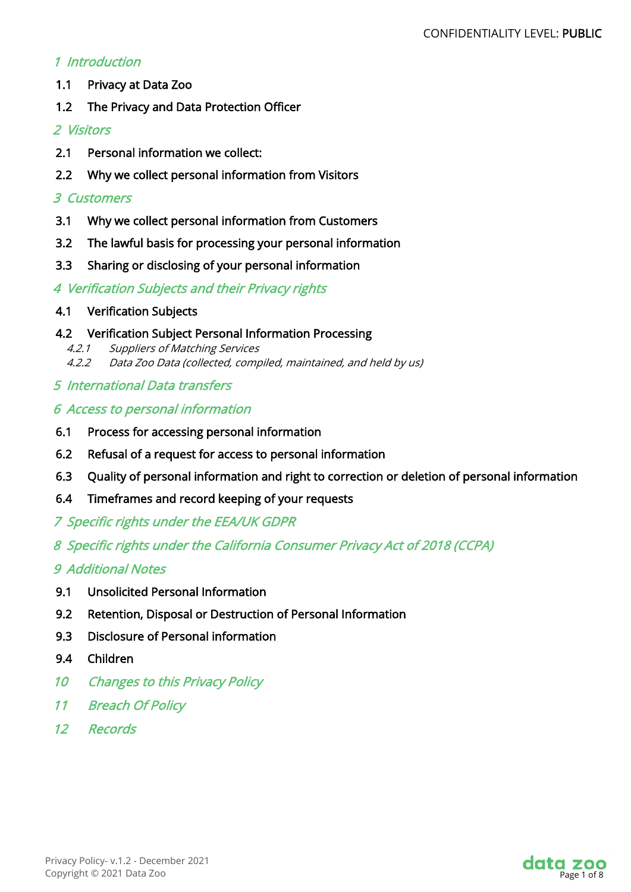1 *Introduction*

1.1 Privacy at Data Zoo

1.2 The Privacy and Data Protection Officer

2 *Visitors*

2.1 Personal information we collect:

2.2 Why we collect personal information from Visitors

3 *Customers*

3.1 Why we collect personal information from Customers

3.2 The lawful basis for processing your personal information

3.3 Sharing or disclosing of your personal information

4 *Verification Subjects and their Privacy rights*

4.1 Verification Subjects

4.2 Verification Subject Personal Information Processing

*4.2.1 Suppliers of Matching Services*

*4.2.2 Data Zoo Data (collected, compiled, maintained, and held by us)*

5 *International Data transfers*

6 *Access to personal information*

6.1 Process for accessing personal information

6.2 Refusal of a request for access to personal information

6.3 Quality of personal information and right to correction or deletion of personal information

6.4 Timeframes and record keeping of your requests

7 *Specific rights under the EEA/UK GDPR*

8 *Specific rights under the California Consumer Privacy Act of 2018 (CCPA)*

9 *Additional Notes*

9.1 Unsolicited Personal Information

9.2 Retention, Disposal or Destruction of Personal Information

9.3 Disclosure of Personal information

9.4 Children

10 *Changes to this Privacy Policy*

11 *Breach Of Policy*

12 *Records*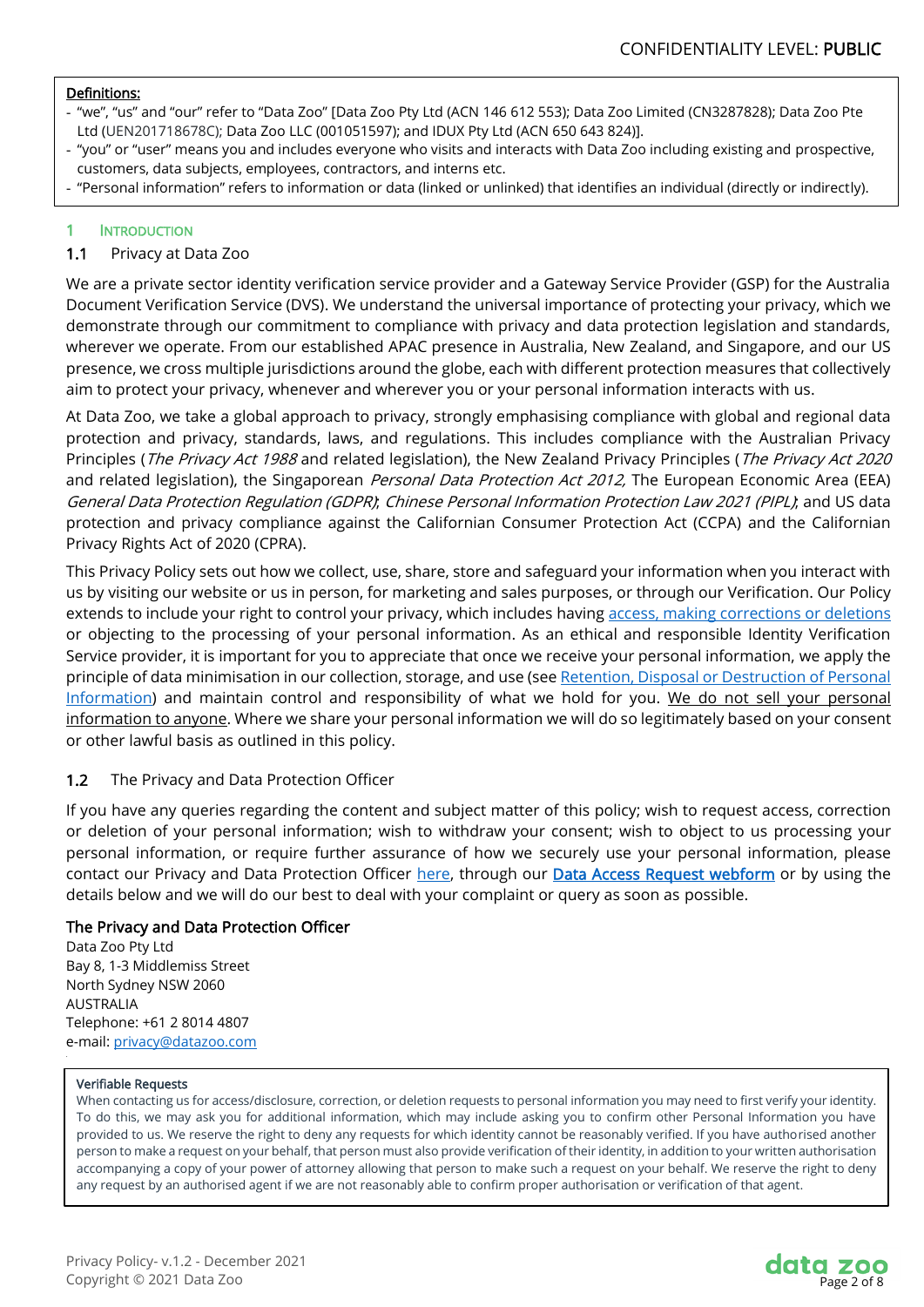**Definitions:**

- "we", "us" and "our" refer to "Data Zoo" [Data Zoo Pty Ltd (ACN 146 612 553); Data Zoo Limited (CN3287828); Data Zoo Pte Ltd (UEN201718678C); Data Zoo LLC (001051597); and IDUX Pty Ltd (ACN 650 643 824)].
- "you" or "user" means you and includes everyone who visits and interacts with Data Zoo including existing and prospective, customers, data subjects, employees, contractors, and interns etc.
- "Personal information" refers to information or data (linked or unlinked) that identifies an individual (directly or indirectly).

# 1 Introduction

## 1.1 Privacy at Data Zoo

We are a private sector identity verification service provider and a Gateway Service Provider (GSP) for the Australia Document Verification Service (DVS). We understand the universal importance of protecting your privacy, which we demonstrate through our commitment to compliance with privacy and data protection legislation and standards, wherever we operate. From our established APAC presence in Australia, New Zealand, and Singapore, and our US presence, we cross multiple jurisdictions around the globe, each with different protection measures that collectively aim to protect your privacy, whenever and wherever you or your personal information interacts with us.

At Data Zoo, we take a global approach to privacy, strongly emphasising compliance with global and regional data protection and privacy, standards, laws, and regulations. This includes compliance with the Australian Privacy Principles (*The Privacy Act 1988* and related legislation), the New Zealand Privacy Principles (*The Privacy Act 2020* and related legislation), the Singaporean *Personal Data Protection Act 2012,* The European Economic Area (EEA) *General Data Protection Regulation (GDPR)*; *Chinese Personal Information Protection Law 2021 (PIPL)*; and US data protection and privacy compliance against the Californian Consumer Protection Act (CCPA) and the Californian Privacy Rights Act of 2020 (CPRA).

This Privacy Policy sets out how we collect, use, share, store and safeguard your information when you interact with us by visiting our website or us in person, for marketing and sales purposes, or through our Verification. Our Policy extends to include your right to control your privacy, which includes having access, making corrections or deletions or objecting to the processing of your personal information. As an ethical and responsible Identity Verification Service provider, it is important for you to appreciate that once we receive your personal information, we apply the principle of data minimisation in our collection, storage, and use (see Retention, Disposal or Destruction of Personal Information) and maintain control and responsibility of what we hold for you. We do not sell your personal information to anyone. Where we share your personal information we will do so legitimately based on your consent or other lawful basis as outlined in this policy.

## 1.2 The Privacy and Data Protection Officer

If you have any queries regarding the content and subject matter of this policy; wish to request access, correction or deletion of your personal information; wish to withdraw your consent; wish to object to us processing your personal information, or require further assurance of how we securely use your personal information, please contact our Privacy and Data Protection Officer here, through our **Data Access Request webform** or by using the details below and we will do our best to deal with your complaint or query as soon as possible.

**The Privacy and Data Protection Officer**

Data Zoo Pty Ltd
Bay 8, 1-3 Middlemiss Street
North Sydney NSW 2060
AUSTRALIA
Telephone: +61 2 8014 4807
e-mail: privacy@datazoo.com

**Verifiable Requests**

When contacting us for access/disclosure, correction, or deletion requests to personal information you may need to first verify your identity. To do this, we may ask you for additional information, which may include asking you to confirm other Personal Information you have provided to us. We reserve the right to deny any requests for which identity cannot be reasonably verified. If you have authorised another person to make a request on your behalf, that person must also provide verification of their identity, in addition to your written authorisation accompanying a copy of your power of attorney allowing that person to make such a request on your behalf. We reserve the right to deny any request by an authorised agent if we are not reasonably able to confirm proper authorisation or verification of that agent.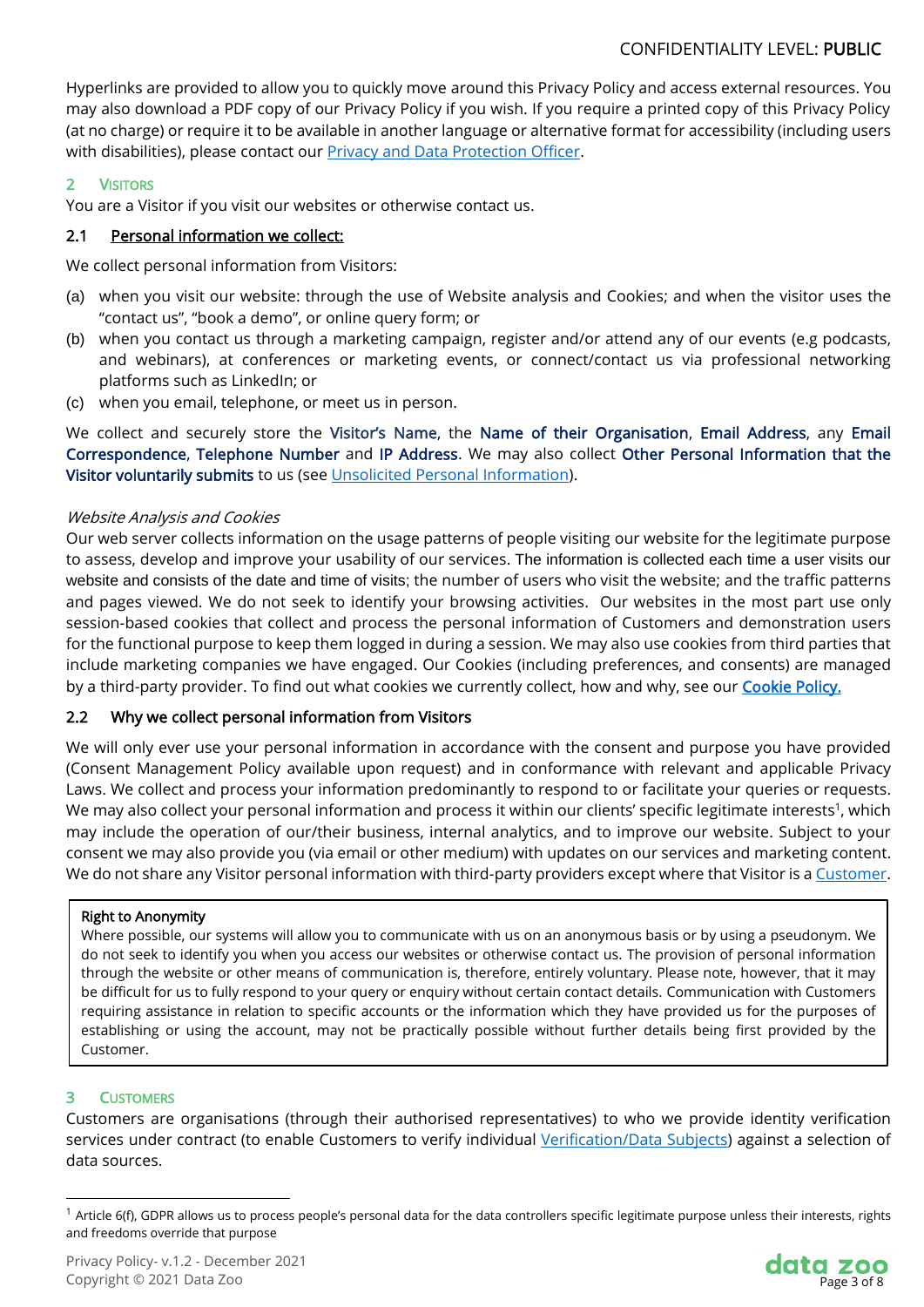Hyperlinks are provided to allow you to quickly move around this Privacy Policy and access external resources. You may also download a PDF copy of our Privacy Policy if you wish. If you require a printed copy of this Privacy Policy (at no charge) or require it to be available in another language or alternative format for accessibility (including users with disabilities), please contact our [Privacy and Data Protection Officer](#).

## 2 VISITORS

You are a Visitor if you visit our websites or otherwise contact us.

### 2.1 Personal information we collect:

We collect personal information from Visitors:

(a) when you visit our website: through the use of Website analysis and Cookies; and when the visitor uses the "contact us", "book a demo", or online query form; or

(b) when you contact us through a marketing campaign, register and/or attend any of our events (e.g podcasts, and webinars), at conferences or marketing events, or connect/contact us via professional networking platforms such as LinkedIn; or

(c) when you email, telephone, or meet us in person.

We collect and securely store the Visitor's Name, the Name of their Organisation, Email Address, any Email Correspondence, Telephone Number and IP Address. We may also collect Other Personal Information that the Visitor voluntarily submits to us (see [Unsolicited Personal Information](#)).

*Website Analysis and Cookies*

Our web server collects information on the usage patterns of people visiting our website for the legitimate purpose to assess, develop and improve your usability of our services. The information is collected each time a user visits our website and consists of the date and time of visits; the number of users who visit the website; and the traffic patterns and pages viewed. We do not seek to identify your browsing activities. Our websites in the most part use only session-based cookies that collect and process the personal information of Customers and demonstration users for the functional purpose to keep them logged in during a session. We may also use cookies from third parties that include marketing companies we have engaged. Our Cookies (including preferences, and consents) are managed by a third-party provider. To find out what cookies we currently collect, how and why, see our **[Cookie Policy.](#)**

### 2.2 Why we collect personal information from Visitors

We will only ever use your personal information in accordance with the consent and purpose you have provided (Consent Management Policy available upon request) and in conformance with relevant and applicable Privacy Laws. We collect and process your information predominantly to respond to or facilitate your queries or requests. We may also collect your personal information and process it within our clients' specific legitimate interests[1], which may include the operation of our/their business, internal analytics, and to improve our website. Subject to your consent we may also provide you (via email or other medium) with updates on our services and marketing content. We do not share any Visitor personal information with third-party providers except where that Visitor is a [Customer](#).

> **Right to Anonymity**
>
> Where possible, our systems will allow you to communicate with us on an anonymous basis or by using a pseudonym. We do not seek to identify you when you access our websites or otherwise contact us. The provision of personal information through the website or other means of communication is, therefore, entirely voluntary. Please note, however, that it may be difficult for us to fully respond to your query or enquiry without certain contact details. Communication with Customers requiring assistance in relation to specific accounts or the information which they have provided us for the purposes of establishing or using the account, may not be practically possible without further details being first provided by the Customer.

## 3 CUSTOMERS

Customers are organisations (through their authorised representatives) to who we provide identity verification services under contract (to enable Customers to verify individual [Verification/Data Subjects](#)) against a selection of data sources.

---

[1] Article 6(f), GDPR allows us to process people's personal data for the data controllers specific legitimate purpose unless their interests, rights and freedoms override that purpose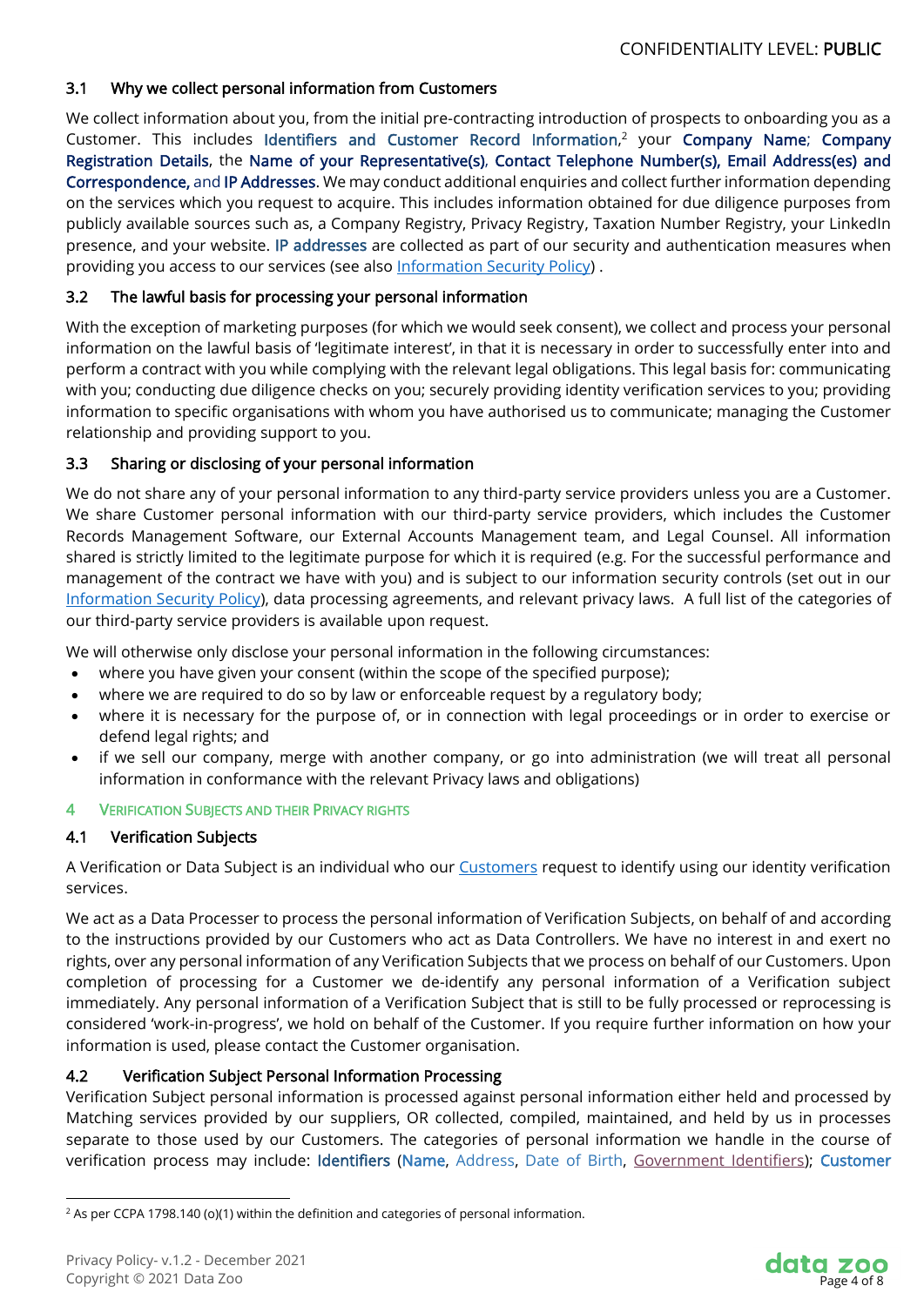### 3.1 Why we collect personal information from Customers

We collect information about you, from the initial pre-contracting introduction of prospects to onboarding you as a Customer. This includes Identifiers and Customer Record Information,[2] your Company Name; Company Registration Details, the Name of your Representative(s), Contact Telephone Number(s), Email Address(es) and Correspondence, and IP Addresses. We may conduct additional enquiries and collect further information depending on the services which you request to acquire. This includes information obtained for due diligence purposes from publicly available sources such as, a Company Registry, Privacy Registry, Taxation Number Registry, your LinkedIn presence, and your website. IP addresses are collected as part of our security and authentication measures when providing you access to our services (see also Information Security Policy) .

### 3.2 The lawful basis for processing your personal information

With the exception of marketing purposes (for which we would seek consent), we collect and process your personal information on the lawful basis of 'legitimate interest', in that it is necessary in order to successfully enter into and perform a contract with you while complying with the relevant legal obligations. This legal basis for: communicating with you; conducting due diligence checks on you; securely providing identity verification services to you; providing information to specific organisations with whom you have authorised us to communicate; managing the Customer relationship and providing support to you.

### 3.3 Sharing or disclosing of your personal information

We do not share any of your personal information to any third-party service providers unless you are a Customer. We share Customer personal information with our third-party service providers, which includes the Customer Records Management Software, our External Accounts Management team, and Legal Counsel. All information shared is strictly limited to the legitimate purpose for which it is required (e.g. For the successful performance and management of the contract we have with you) and is subject to our information security controls (set out in our Information Security Policy), data processing agreements, and relevant privacy laws. A full list of the categories of our third-party service providers is available upon request.

We will otherwise only disclose your personal information in the following circumstances:

- where you have given your consent (within the scope of the specified purpose);
- where we are required to do so by law or enforceable request by a regulatory body;
- where it is necessary for the purpose of, or in connection with legal proceedings or in order to exercise or defend legal rights; and
- if we sell our company, merge with another company, or go into administration (we will treat all personal information in conformance with the relevant Privacy laws and obligations)

## 4 Verification Subjects and their Privacy rights

### 4.1 Verification Subjects

A Verification or Data Subject is an individual who our Customers request to identify using our identity verification services.

We act as a Data Processer to process the personal information of Verification Subjects, on behalf of and according to the instructions provided by our Customers who act as Data Controllers. We have no interest in and exert no rights, over any personal information of any Verification Subjects that we process on behalf of our Customers. Upon completion of processing for a Customer we de-identify any personal information of a Verification subject immediately. Any personal information of a Verification Subject that is still to be fully processed or reprocessing is considered 'work-in-progress', we hold on behalf of the Customer. If you require further information on how your information is used, please contact the Customer organisation.

### 4.2 Verification Subject Personal Information Processing

Verification Subject personal information is processed against personal information either held and processed by Matching services provided by our suppliers, OR collected, compiled, maintained, and held by us in processes separate to those used by our Customers. The categories of personal information we handle in the course of verification process may include: Identifiers (Name, Address, Date of Birth, Government Identifiers); Customer

[2] As per CCPA 1798.140 (o)(1) within the definition and categories of personal information.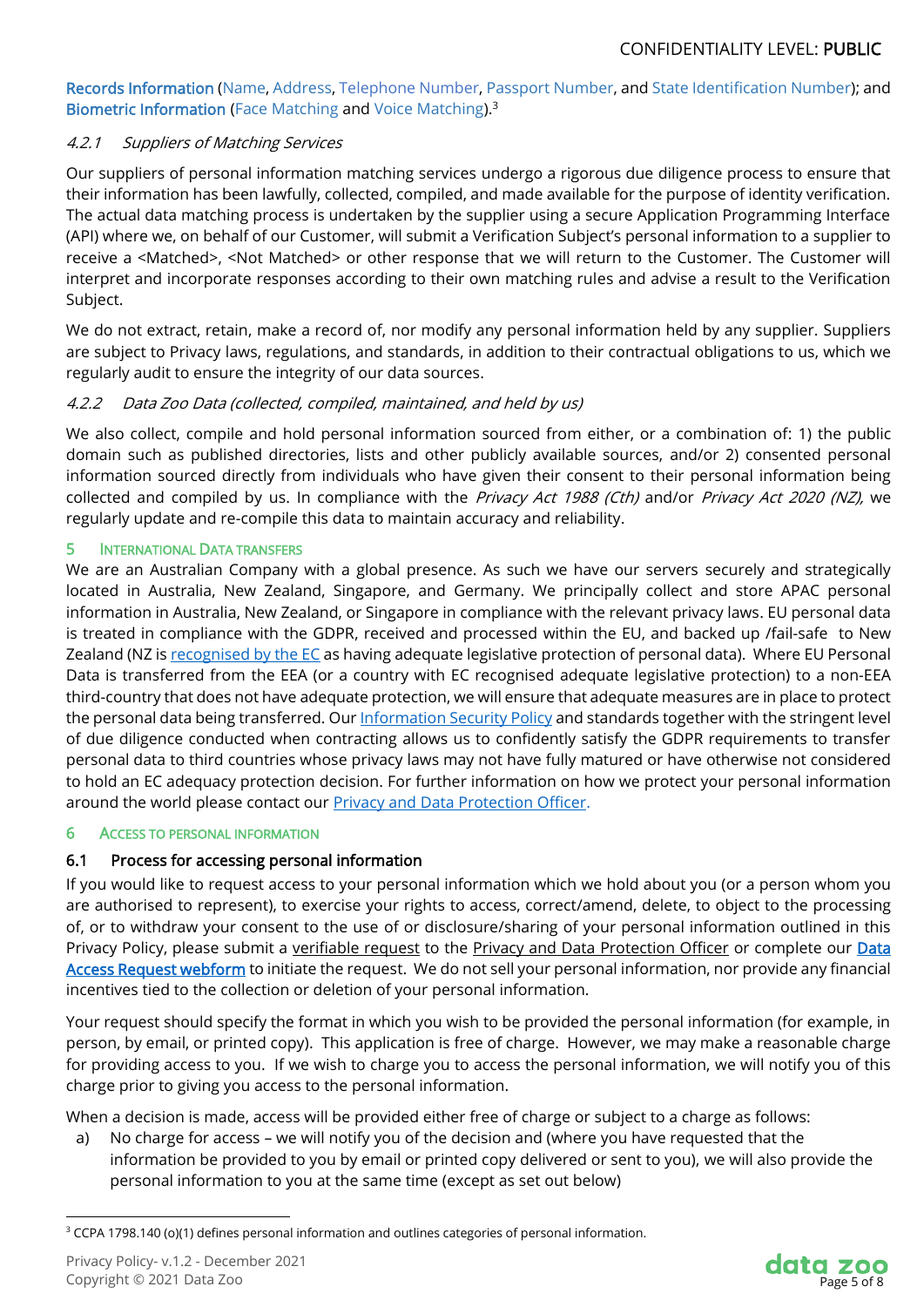Records Information (Name, Address, Telephone Number, Passport Number, and State Identification Number); and Biometric Information (Face Matching and Voice Matching).[3]

#### *4.2.1 Suppliers of Matching Services*

Our suppliers of personal information matching services undergo a rigorous due diligence process to ensure that their information has been lawfully, collected, compiled, and made available for the purpose of identity verification. The actual data matching process is undertaken by the supplier using a secure Application Programming Interface (API) where we, on behalf of our Customer, will submit a Verification Subject's personal information to a supplier to receive a <Matched>, <Not Matched> or other response that we will return to the Customer. The Customer will interpret and incorporate responses according to their own matching rules and advise a result to the Verification Subject.

We do not extract, retain, make a record of, nor modify any personal information held by any supplier. Suppliers are subject to Privacy laws, regulations, and standards, in addition to their contractual obligations to us, which we regularly audit to ensure the integrity of our data sources.

#### *4.2.2 Data Zoo Data (collected, compiled, maintained, and held by us)*

We also collect, compile and hold personal information sourced from either, or a combination of: 1) the public domain such as published directories, lists and other publicly available sources, and/or 2) consented personal information sourced directly from individuals who have given their consent to their personal information being collected and compiled by us. In compliance with the *Privacy Act 1988 (Cth)* and/or *Privacy Act 2020 (NZ),* we regularly update and re-compile this data to maintain accuracy and reliability.

## 5 International Data Transfers

We are an Australian Company with a global presence. As such we have our servers securely and strategically located in Australia, New Zealand, Singapore, and Germany. We principally collect and store APAC personal information in Australia, New Zealand, or Singapore in compliance with the relevant privacy laws. EU personal data is treated in compliance with the GDPR, received and processed within the EU, and backed up /fail-safe to New Zealand (NZ is recognised by the EC as having adequate legislative protection of personal data). Where EU Personal Data is transferred from the EEA (or a country with EC recognised adequate legislative protection) to a non-EEA third-country that does not have adequate protection, we will ensure that adequate measures are in place to protect the personal data being transferred. Our Information Security Policy and standards together with the stringent level of due diligence conducted when contracting allows us to confidently satisfy the GDPR requirements to transfer personal data to third countries whose privacy laws may not have fully matured or have otherwise not considered to hold an EC adequacy protection decision. For further information on how we protect your personal information around the world please contact our Privacy and Data Protection Officer.

## 6 Access to Personal Information

### 6.1 Process for accessing personal information

If you would like to request access to your personal information which we hold about you (or a person whom you are authorised to represent), to exercise your rights to access, correct/amend, delete, to object to the processing of, or to withdraw your consent to the use of or disclosure/sharing of your personal information outlined in this Privacy Policy, please submit a verifiable request to the Privacy and Data Protection Officer or complete our **Data Access Request webform** to initiate the request. We do not sell your personal information, nor provide any financial incentives tied to the collection or deletion of your personal information.

Your request should specify the format in which you wish to be provided the personal information (for example, in person, by email, or printed copy). This application is free of charge. However, we may make a reasonable charge for providing access to you. If we wish to charge you to access the personal information, we will notify you of this charge prior to giving you access to the personal information.

When a decision is made, access will be provided either free of charge or subject to a charge as follows:

a) No charge for access – we will notify you of the decision and (where you have requested that the information be provided to you by email or printed copy delivered or sent to you), we will also provide the personal information to you at the same time (except as set out below)

[3] CCPA 1798.140 (o)(1) defines personal information and outlines categories of personal information.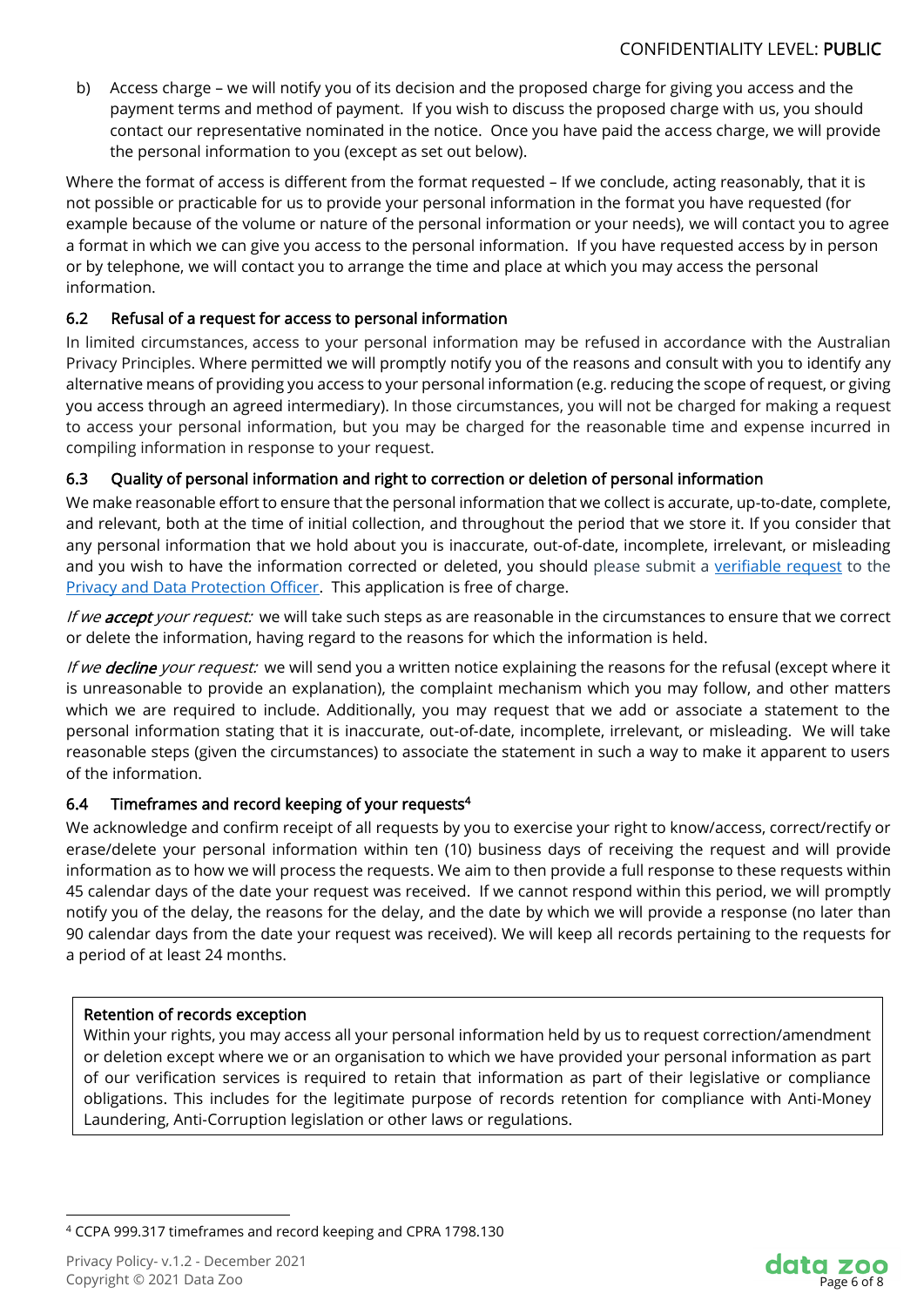b) Access charge – we will notify you of its decision and the proposed charge for giving you access and the payment terms and method of payment. If you wish to discuss the proposed charge with us, you should contact our representative nominated in the notice. Once you have paid the access charge, we will provide the personal information to you (except as set out below).

Where the format of access is different from the format requested – If we conclude, acting reasonably, that it is not possible or practicable for us to provide your personal information in the format you have requested (for example because of the volume or nature of the personal information or your needs), we will contact you to agree a format in which we can give you access to the personal information. If you have requested access by in person or by telephone, we will contact you to arrange the time and place at which you may access the personal information.

### 6.2 Refusal of a request for access to personal information

In limited circumstances, access to your personal information may be refused in accordance with the Australian Privacy Principles. Where permitted we will promptly notify you of the reasons and consult with you to identify any alternative means of providing you access to your personal information (e.g. reducing the scope of request, or giving you access through an agreed intermediary). In those circumstances, you will not be charged for making a request to access your personal information, but you may be charged for the reasonable time and expense incurred in compiling information in response to your request.

### 6.3 Quality of personal information and right to correction or deletion of personal information

We make reasonable effort to ensure that the personal information that we collect is accurate, up-to-date, complete, and relevant, both at the time of initial collection, and throughout the period that we store it. If you consider that any personal information that we hold about you is inaccurate, out-of-date, incomplete, irrelevant, or misleading and you wish to have the information corrected or deleted, you should please submit a verifiable request to the Privacy and Data Protection Officer. This application is free of charge.

*If we **accept** your request:* we will take such steps as are reasonable in the circumstances to ensure that we correct or delete the information, having regard to the reasons for which the information is held.

*If we **decline** your request:* we will send you a written notice explaining the reasons for the refusal (except where it is unreasonable to provide an explanation), the complaint mechanism which you may follow, and other matters which we are required to include. Additionally, you may request that we add or associate a statement to the personal information stating that it is inaccurate, out-of-date, incomplete, irrelevant, or misleading. We will take reasonable steps (given the circumstances) to associate the statement in such a way to make it apparent to users of the information.

### 6.4 Timeframes and record keeping of your requests[4]

We acknowledge and confirm receipt of all requests by you to exercise your right to know/access, correct/rectify or erase/delete your personal information within ten (10) business days of receiving the request and will provide information as to how we will process the requests. We aim to then provide a full response to these requests within 45 calendar days of the date your request was received. If we cannot respond within this period, we will promptly notify you of the delay, the reasons for the delay, and the date by which we will provide a response (no later than 90 calendar days from the date your request was received). We will keep all records pertaining to the requests for a period of at least 24 months.

**Retention of records exception**

Within your rights, you may access all your personal information held by us to request correction/amendment or deletion except where we or an organisation to which we have provided your personal information as part of our verification services is required to retain that information as part of their legislative or compliance obligations. This includes for the legitimate purpose of records retention for compliance with Anti-Money Laundering, Anti-Corruption legislation or other laws or regulations.

[4] CCPA 999.317 timeframes and record keeping and CPRA 1798.130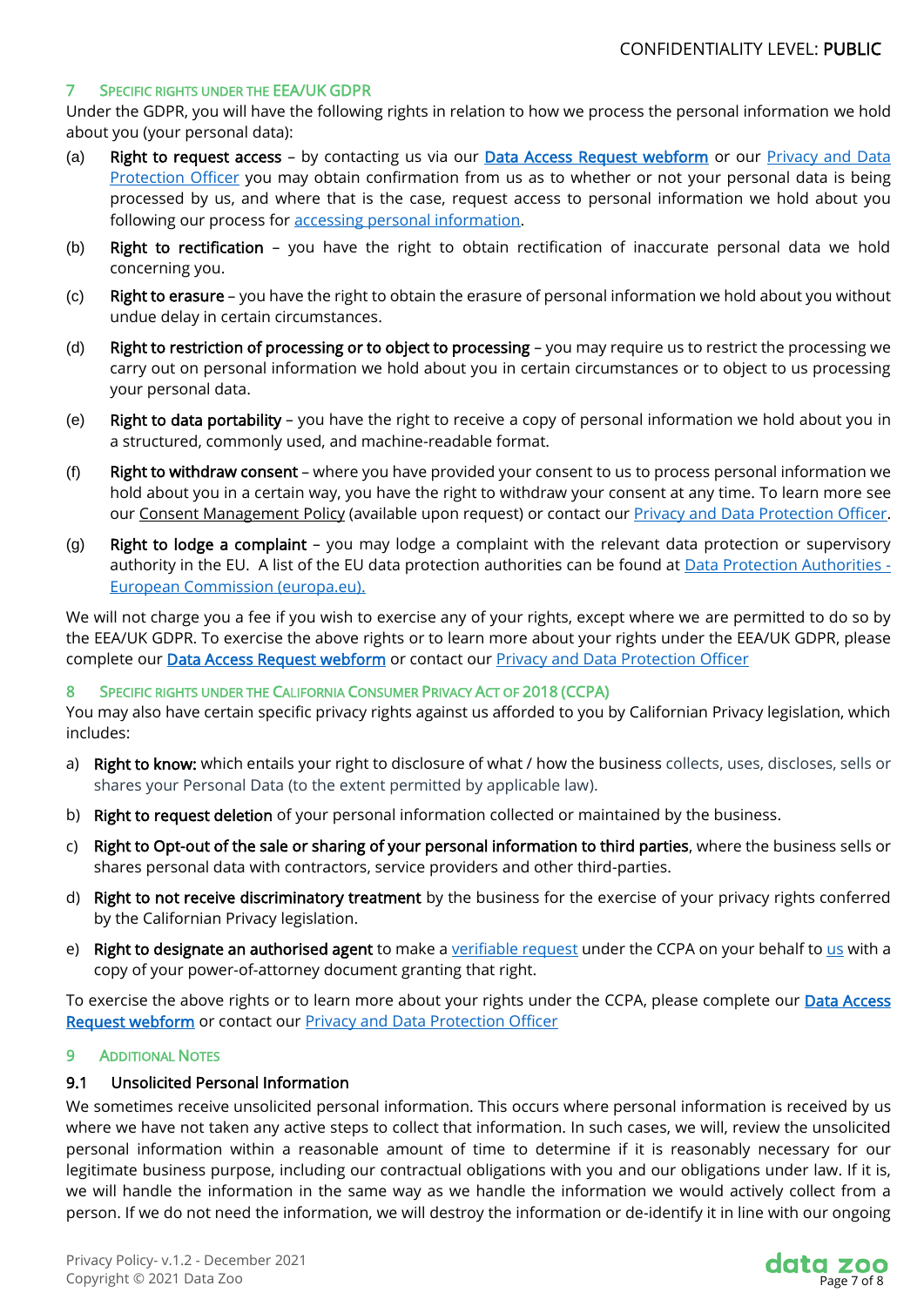## 7 Specific rights under the EEA/UK GDPR

Under the GDPR, you will have the following rights in relation to how we process the personal information we hold about you (your personal data):

(a) **Right to request access** – by contacting us via our **Data Access Request webform** or our Privacy and Data Protection Officer you may obtain confirmation from us as to whether or not your personal data is being processed by us, and where that is the case, request access to personal information we hold about you following our process for accessing personal information.

(b) **Right to rectification** – you have the right to obtain rectification of inaccurate personal data we hold concerning you.

(c) **Right to erasure** – you have the right to obtain the erasure of personal information we hold about you without undue delay in certain circumstances.

(d) **Right to restriction of processing or to object to processing** – you may require us to restrict the processing we carry out on personal information we hold about you in certain circumstances or to object to us processing your personal data.

(e) **Right to data portability** – you have the right to receive a copy of personal information we hold about you in a structured, commonly used, and machine-readable format.

(f) **Right to withdraw consent** – where you have provided your consent to us to process personal information we hold about you in a certain way, you have the right to withdraw your consent at any time. To learn more see our Consent Management Policy (available upon request) or contact our Privacy and Data Protection Officer.

(g) **Right to lodge a complaint** – you may lodge a complaint with the relevant data protection or supervisory authority in the EU. A list of the EU data protection authorities can be found at Data Protection Authorities - European Commission (europa.eu).

We will not charge you a fee if you wish to exercise any of your rights, except where we are permitted to do so by the EEA/UK GDPR. To exercise the above rights or to learn more about your rights under the EEA/UK GDPR, please complete our **Data Access Request webform** or contact our Privacy and Data Protection Officer

## 8 Specific rights under the California Consumer Privacy Act of 2018 (CCPA)

You may also have certain specific privacy rights against us afforded to you by Californian Privacy legislation, which includes:

a) **Right to know:** which entails your right to disclosure of what / how the business collects, uses, discloses, sells or shares your Personal Data (to the extent permitted by applicable law).

b) **Right to request deletion** of your personal information collected or maintained by the business.

c) **Right to Opt-out of the sale or sharing of your personal information to third parties**, where the business sells or shares personal data with contractors, service providers and other third-parties.

d) **Right to not receive discriminatory treatment** by the business for the exercise of your privacy rights conferred by the Californian Privacy legislation.

e) **Right to designate an authorised agent** to make a verifiable request under the CCPA on your behalf to us with a copy of your power-of-attorney document granting that right.

To exercise the above rights or to learn more about your rights under the CCPA, please complete our **Data Access Request webform** or contact our Privacy and Data Protection Officer

## 9 Additional Notes

### 9.1 Unsolicited Personal Information

We sometimes receive unsolicited personal information. This occurs where personal information is received by us where we have not taken any active steps to collect that information. In such cases, we will, review the unsolicited personal information within a reasonable amount of time to determine if it is reasonably necessary for our legitimate business purpose, including our contractual obligations with you and our obligations under law. If it is, we will handle the information in the same way as we handle the information we would actively collect from a person. If we do not need the information, we will destroy the information or de-identify it in line with our ongoing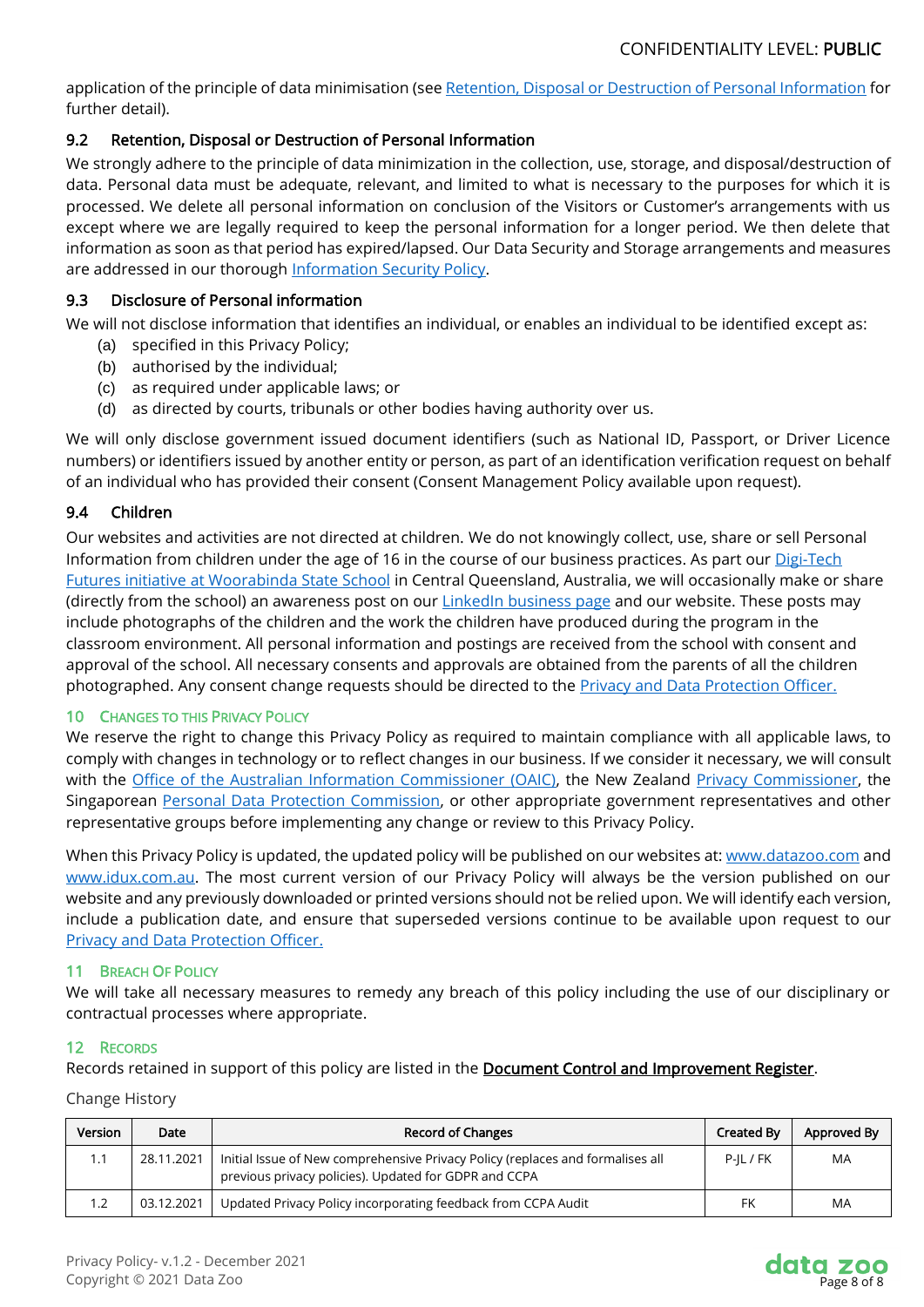application of the principle of data minimisation (see Retention, Disposal or Destruction of Personal Information for further detail).

### 9.2 Retention, Disposal or Destruction of Personal Information

We strongly adhere to the principle of data minimization in the collection, use, storage, and disposal/destruction of data. Personal data must be adequate, relevant, and limited to what is necessary to the purposes for which it is processed. We delete all personal information on conclusion of the Visitors or Customer's arrangements with us except where we are legally required to keep the personal information for a longer period. We then delete that information as soon as that period has expired/lapsed. Our Data Security and Storage arrangements and measures are addressed in our thorough Information Security Policy.

### 9.3 Disclosure of Personal information

We will not disclose information that identifies an individual, or enables an individual to be identified except as:

(a) specified in this Privacy Policy;
(b) authorised by the individual;
(c) as required under applicable laws; or
(d) as directed by courts, tribunals or other bodies having authority over us.

We will only disclose government issued document identifiers (such as National ID, Passport, or Driver Licence numbers) or identifiers issued by another entity or person, as part of an identification verification request on behalf of an individual who has provided their consent (Consent Management Policy available upon request).

### 9.4 Children

Our websites and activities are not directed at children. We do not knowingly collect, use, share or sell Personal Information from children under the age of 16 in the course of our business practices. As part our Digi-Tech Futures initiative at Woorabinda State School in Central Queensland, Australia, we will occasionally make or share (directly from the school) an awareness post on our LinkedIn business page and our website. These posts may include photographs of the children and the work the children have produced during the program in the classroom environment. All personal information and postings are received from the school with consent and approval of the school. All necessary consents and approvals are obtained from the parents of all the children photographed. Any consent change requests should be directed to the Privacy and Data Protection Officer.

## 10 Changes to this Privacy Policy

We reserve the right to change this Privacy Policy as required to maintain compliance with all applicable laws, to comply with changes in technology or to reflect changes in our business. If we consider it necessary, we will consult with the Office of the Australian Information Commissioner (OAIC), the New Zealand Privacy Commissioner, the Singaporean Personal Data Protection Commission, or other appropriate government representatives and other representative groups before implementing any change or review to this Privacy Policy.

When this Privacy Policy is updated, the updated policy will be published on our websites at: www.datazoo.com and www.idux.com.au. The most current version of our Privacy Policy will always be the version published on our website and any previously downloaded or printed versions should not be relied upon. We will identify each version, include a publication date, and ensure that superseded versions continue to be available upon request to our Privacy and Data Protection Officer.

## 11 Breach Of Policy

We will take all necessary measures to remedy any breach of this policy including the use of our disciplinary or contractual processes where appropriate.

## 12 Records

Records retained in support of this policy are listed in the **Document Control and Improvement Register**.

Change History

| Version | Date | Record of Changes | Created By | Approved By |
|---|---|---|---|---|
| 1.1 | 28.11.2021 | Initial Issue of New comprehensive Privacy Policy (replaces and formalises all previous privacy policies). Updated for GDPR and CCPA | P-JL / FK | MA |
| 1.2 | 03.12.2021 | Updated Privacy Policy incorporating feedback from CCPA Audit | FK | MA |